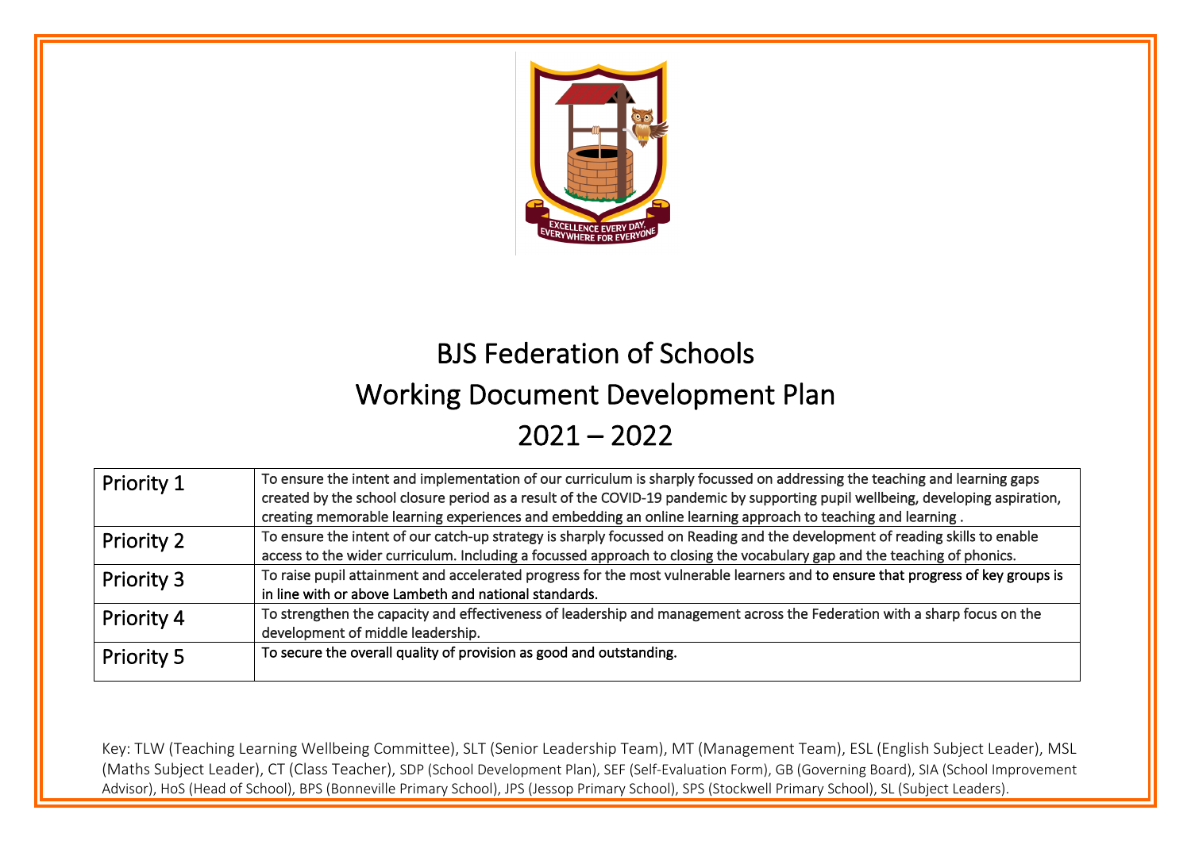# BJS Federation of Schools

## Working Document Development Plan

## 2021 – 2022

| | |
|---|---|
| Priority 1 | To ensure the intent and implementation of our curriculum is sharply focussed on addressing the teaching and learning gaps created by the school closure period as a result of the COVID-19 pandemic by supporting pupil wellbeing, developing aspiration, creating memorable learning experiences and embedding an online learning approach to teaching and learning . |
| Priority 2 | To ensure the intent of our catch-up strategy is sharply focussed on Reading and the development of reading skills to enable access to the wider curriculum. Including a focussed approach to closing the vocabulary gap and the teaching of phonics. |
| Priority 3 | To raise pupil attainment and accelerated progress for the most vulnerable learners and to ensure that progress of key groups is in line with or above Lambeth and national standards. |
| Priority 4 | To strengthen the capacity and effectiveness of leadership and management across the Federation with a sharp focus on the development of middle leadership. |
| Priority 5 | To secure the overall quality of provision as good and outstanding. |

Key: TLW (Teaching Learning Wellbeing Committee), SLT (Senior Leadership Team), MT (Management Team), ESL (English Subject Leader), MSL (Maths Subject Leader), CT (Class Teacher), SDP (School Development Plan), SEF (Self-Evaluation Form), GB (Governing Board), SIA (School Improvement Advisor), HoS (Head of School), BPS (Bonneville Primary School), JPS (Jessop Primary School), SPS (Stockwell Primary School), SL (Subject Leaders).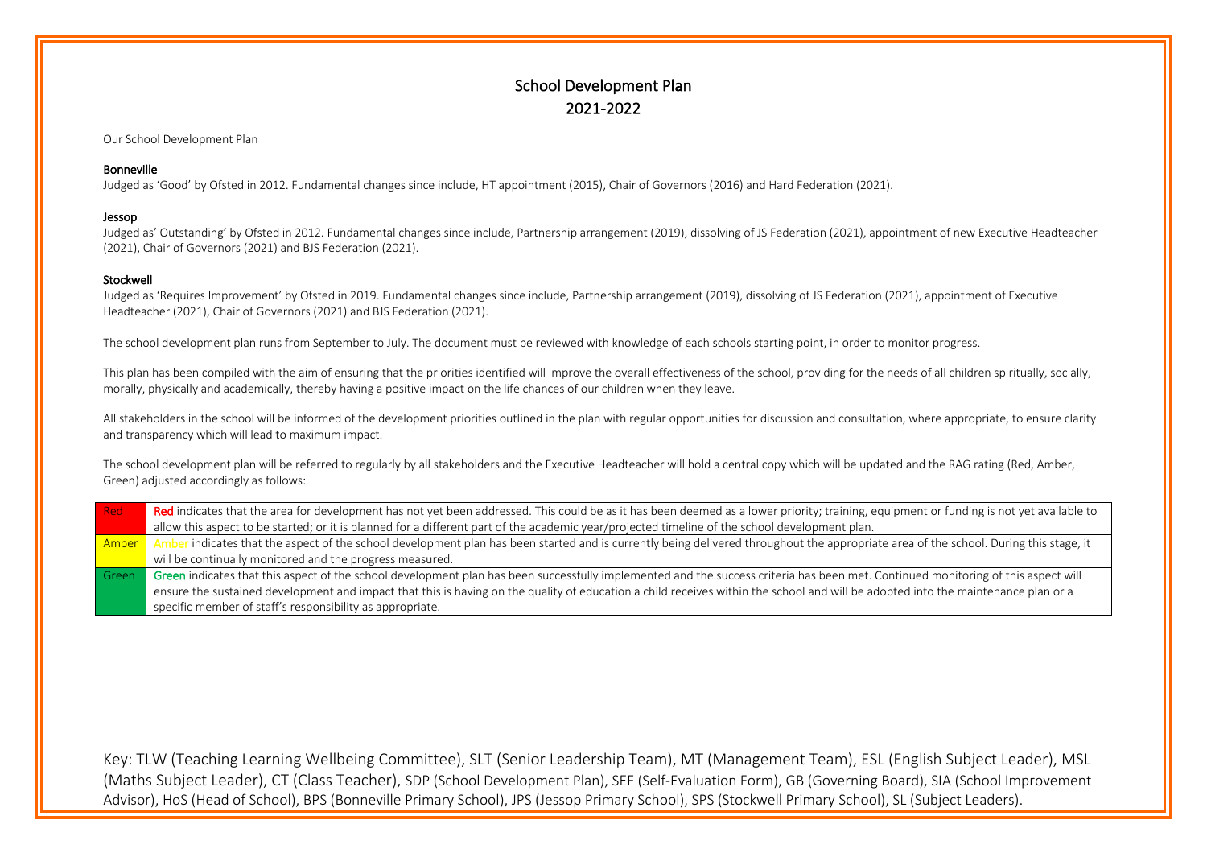# School Development Plan
# 2021-2022

Our School Development Plan

**Bonneville**

Judged as 'Good' by Ofsted in 2012. Fundamental changes since include, HT appointment (2015), Chair of Governors (2016) and Hard Federation (2021).

**Jessop**

Judged as' Outstanding' by Ofsted in 2012. Fundamental changes since include, Partnership arrangement (2019), dissolving of JS Federation (2021), appointment of new Executive Headteacher (2021), Chair of Governors (2021) and BJS Federation (2021).

**Stockwell**

Judged as 'Requires Improvement' by Ofsted in 2019. Fundamental changes since include, Partnership arrangement (2019), dissolving of JS Federation (2021), appointment of Executive Headteacher (2021), Chair of Governors (2021) and BJS Federation (2021).

The school development plan runs from September to July. The document must be reviewed with knowledge of each schools starting point, in order to monitor progress.

This plan has been compiled with the aim of ensuring that the priorities identified will improve the overall effectiveness of the school, providing for the needs of all children spiritually, socially, morally, physically and academically, thereby having a positive impact on the life chances of our children when they leave.

All stakeholders in the school will be informed of the development priorities outlined in the plan with regular opportunities for discussion and consultation, where appropriate, to ensure clarity and transparency which will lead to maximum impact.

The school development plan will be referred to regularly by all stakeholders and the Executive Headteacher will hold a central copy which will be updated and the RAG rating (Red, Amber, Green) adjusted accordingly as follows:

| Rating | Description |
|---|---|
| Red | Red indicates that the area for development has not yet been addressed. This could be as it has been deemed as a lower priority; training, equipment or funding is not yet available to allow this aspect to be started; or it is planned for a different part of the academic year/projected timeline of the school development plan. |
| Amber | Amber indicates that the aspect of the school development plan has been started and is currently being delivered throughout the appropriate area of the school. During this stage, it will be continually monitored and the progress measured. |
| Green | Green indicates that this aspect of the school development plan has been successfully implemented and the success criteria has been met. Continued monitoring of this aspect will ensure the sustained development and impact that this is having on the quality of education a child receives within the school and will be adopted into the maintenance plan or a specific member of staff's responsibility as appropriate. |

Key: TLW (Teaching Learning Wellbeing Committee), SLT (Senior Leadership Team), MT (Management Team), ESL (English Subject Leader), MSL (Maths Subject Leader), CT (Class Teacher), SDP (School Development Plan), SEF (Self-Evaluation Form), GB (Governing Board), SIA (School Improvement Advisor), HoS (Head of School), BPS (Bonneville Primary School), JPS (Jessop Primary School), SPS (Stockwell Primary School), SL (Subject Leaders).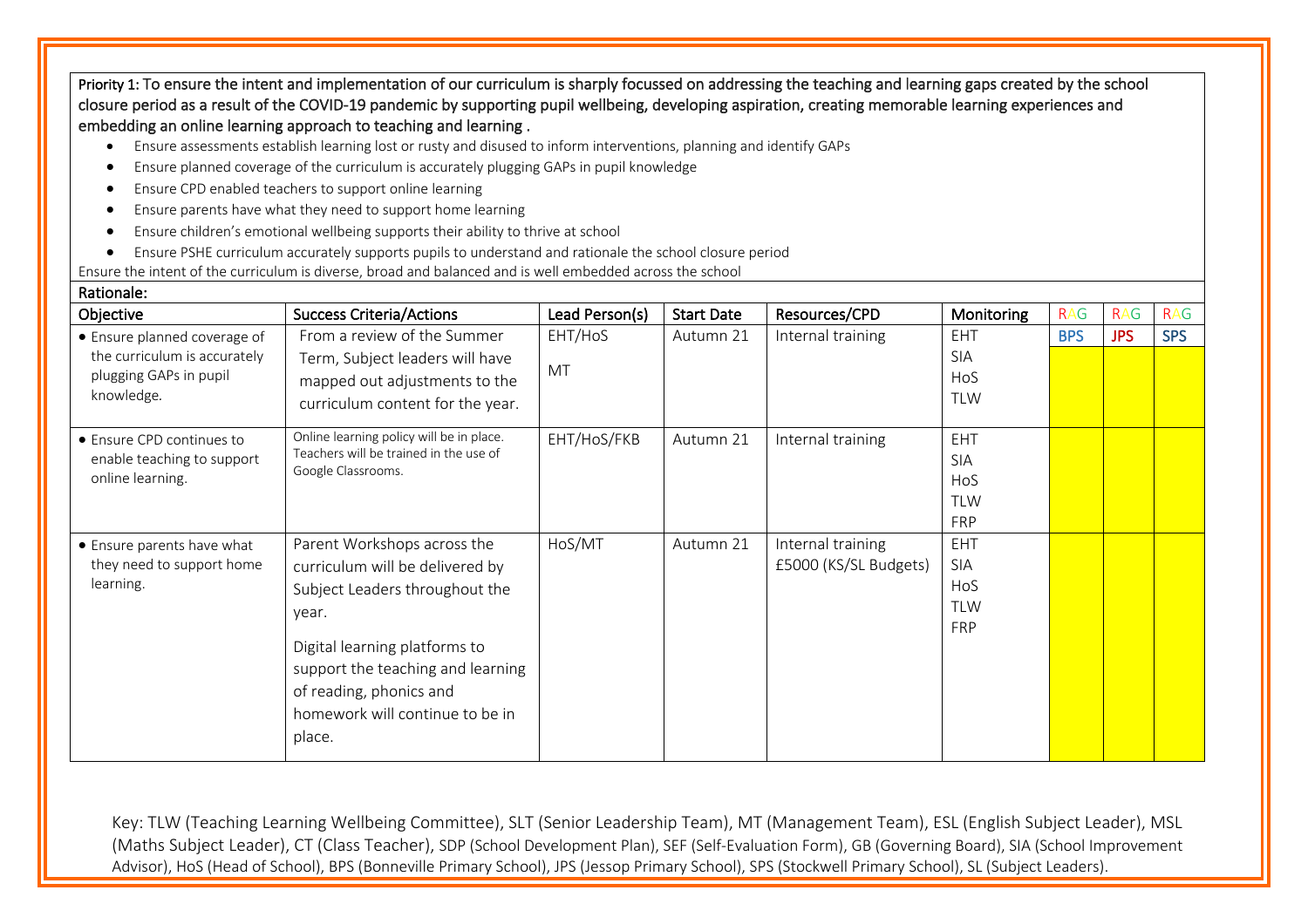**Priority 1:** To ensure the intent and implementation of our curriculum is sharply focussed on addressing the teaching and learning gaps created by the school closure period as a result of the COVID-19 pandemic by supporting pupil wellbeing, developing aspiration, creating memorable learning experiences and embedding an online learning approach to teaching and learning .

- Ensure assessments establish learning lost or rusty and disused to inform interventions, planning and identify GAPs
- Ensure planned coverage of the curriculum is accurately plugging GAPs in pupil knowledge
- Ensure CPD enabled teachers to support online learning
- Ensure parents have what they need to support home learning
- Ensure children's emotional wellbeing supports their ability to thrive at school
- Ensure PSHE curriculum accurately supports pupils to understand and rationale the school closure period

Ensure the intent of the curriculum is diverse, broad and balanced and is well embedded across the school

**Rationale:**

| Objective | Success Criteria/Actions | Lead Person(s) | Start Date | Resources/CPD | Monitoring | RAG | RAG | RAG |
|---|---|---|---|---|---|---|---|---|
| | | | | | | BPS | JPS | SPS |
| • Ensure planned coverage of the curriculum is accurately plugging GAPs in pupil knowledge. | From a review of the Summer Term, Subject leaders will have mapped out adjustments to the curriculum content for the year. | EHT/HoS<br>MT | Autumn 21 | Internal training | EHT<br>SIA<br>HoS<br>TLW | | | |
| • Ensure CPD continues to enable teaching to support online learning. | Online learning policy will be in place. Teachers will be trained in the use of Google Classrooms. | EHT/HoS/FKB | Autumn 21 | Internal training | EHT<br>SIA<br>HoS<br>TLW<br>FRP | | | |
| • Ensure parents have what they need to support home learning. | Parent Workshops across the curriculum will be delivered by Subject Leaders throughout the year.<br>Digital learning platforms to support the teaching and learning of reading, phonics and homework will continue to be in place. | HoS/MT | Autumn 21 | Internal training<br>£5000 (KS/SL Budgets) | EHT<br>SIA<br>HoS<br>TLW<br>FRP | | | |

Key: TLW (Teaching Learning Wellbeing Committee), SLT (Senior Leadership Team), MT (Management Team), ESL (English Subject Leader), MSL (Maths Subject Leader), CT (Class Teacher), SDP (School Development Plan), SEF (Self-Evaluation Form), GB (Governing Board), SIA (School Improvement Advisor), HoS (Head of School), BPS (Bonneville Primary School), JPS (Jessop Primary School), SPS (Stockwell Primary School), SL (Subject Leaders).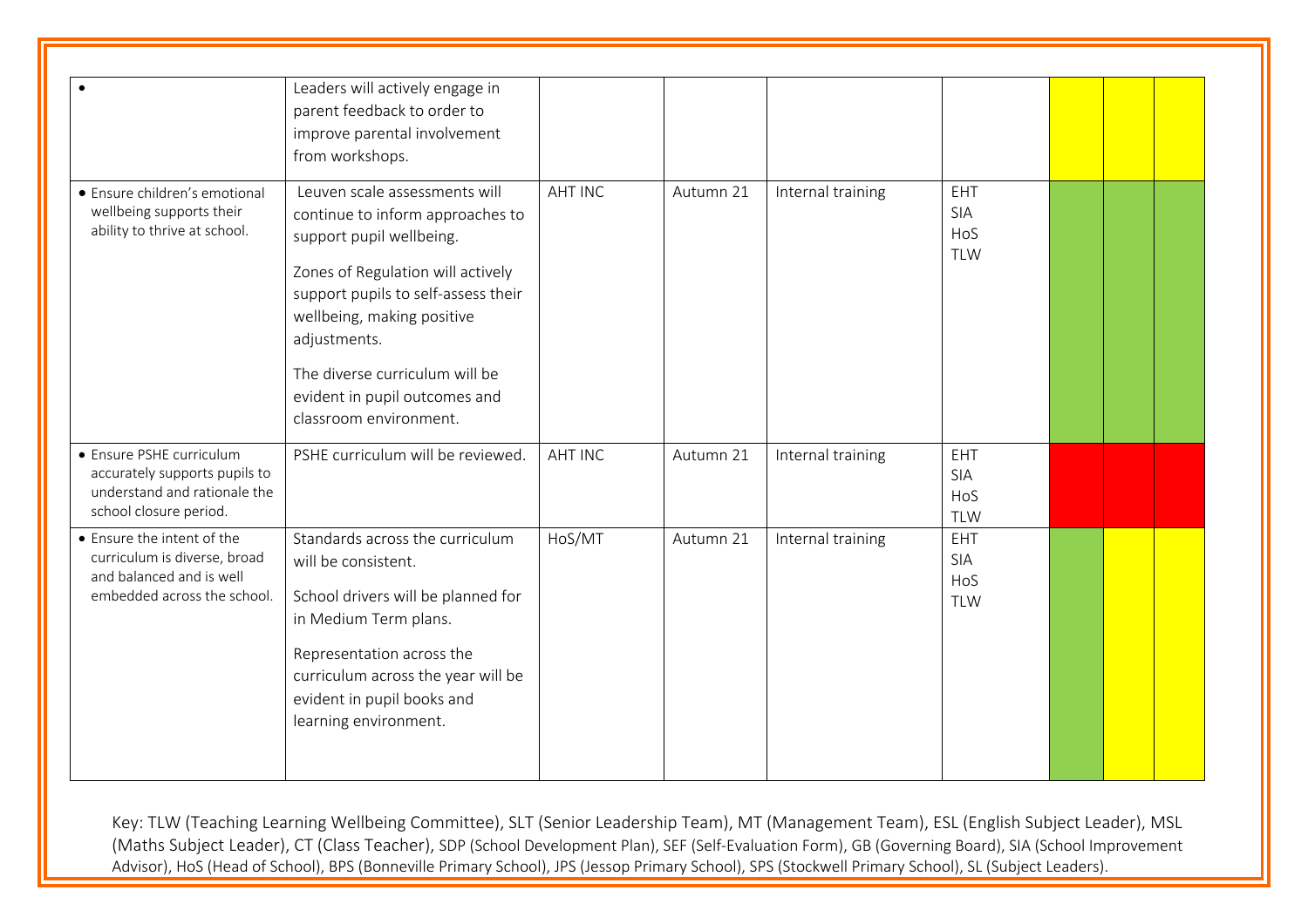| | | | | | | | | |
|---|---|---|---|---|---|---|---|---|
| • | Leaders will actively engage in parent feedback to order to improve parental involvement from workshops. | | | | | | | |
| • Ensure children's emotional wellbeing supports their ability to thrive at school. | Leuven scale assessments will continue to inform approaches to support pupil wellbeing.<br><br>Zones of Regulation will actively support pupils to self-assess their wellbeing, making positive adjustments.<br><br>The diverse curriculum will be evident in pupil outcomes and classroom environment. | AHT INC | Autumn 21 | Internal training | EHT<br>SIA<br>HoS<br>TLW | | | |
| • Ensure PSHE curriculum accurately supports pupils to understand and rationale the school closure period. | PSHE curriculum will be reviewed. | AHT INC | Autumn 21 | Internal training | EHT<br>SIA<br>HoS<br>TLW | | | |
| • Ensure the intent of the curriculum is diverse, broad and balanced and is well embedded across the school. | Standards across the curriculum will be consistent.<br><br>School drivers will be planned for in Medium Term plans.<br><br>Representation across the curriculum across the year will be evident in pupil books and learning environment. | HoS/MT | Autumn 21 | Internal training | EHT<br>SIA<br>HoS<br>TLW | | | |

Key: TLW (Teaching Learning Wellbeing Committee), SLT (Senior Leadership Team), MT (Management Team), ESL (English Subject Leader), MSL (Maths Subject Leader), CT (Class Teacher), SDP (School Development Plan), SEF (Self-Evaluation Form), GB (Governing Board), SIA (School Improvement Advisor), HoS (Head of School), BPS (Bonneville Primary School), JPS (Jessop Primary School), SPS (Stockwell Primary School), SL (Subject Leaders).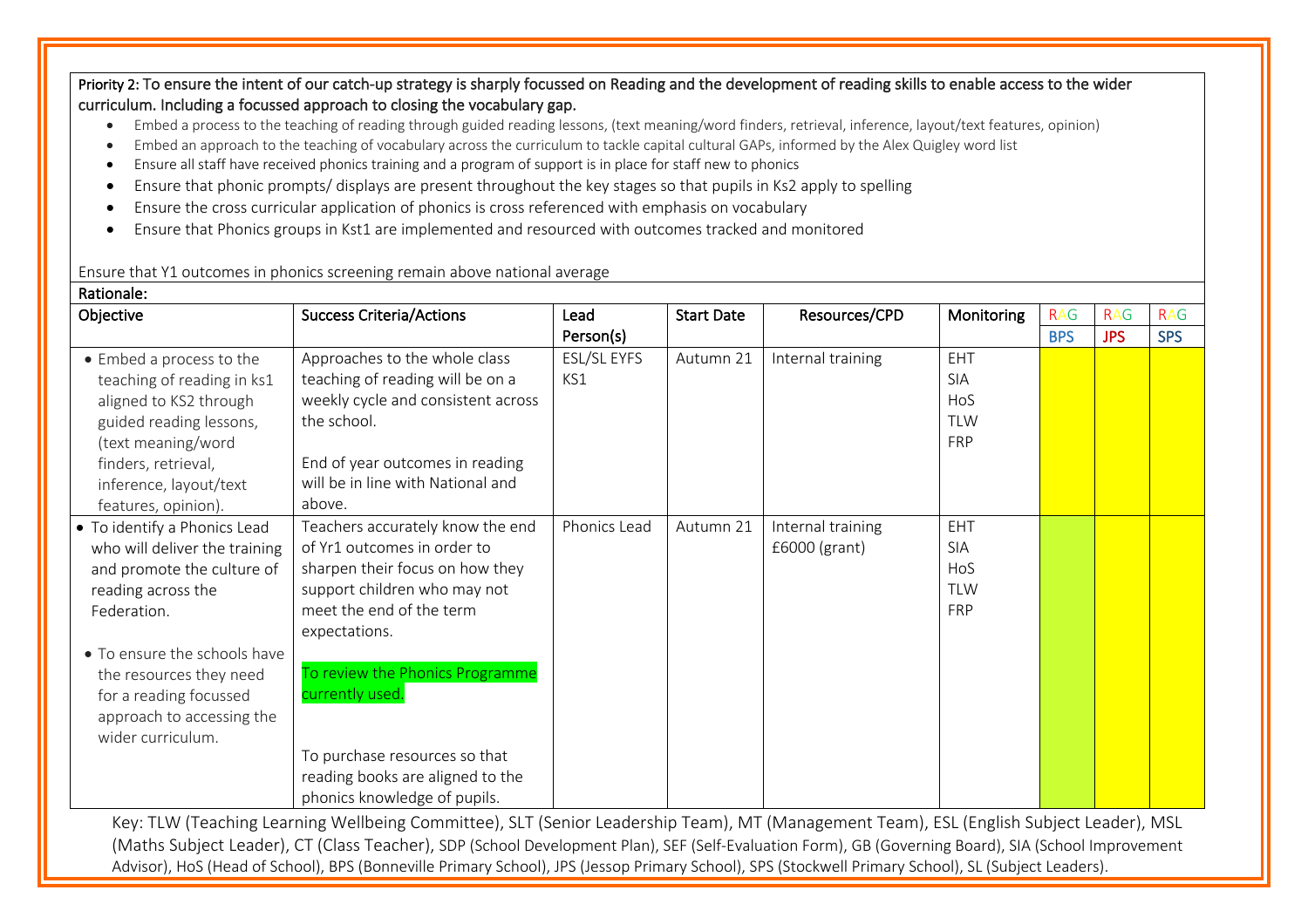**Priority 2:** To ensure the intent of our catch-up strategy is sharply focussed on Reading and the development of reading skills to enable access to the wider curriculum. Including a focussed approach to closing the vocabulary gap.

- Embed a process to the teaching of reading through guided reading lessons, (text meaning/word finders, retrieval, inference, layout/text features, opinion)
- Embed an approach to the teaching of vocabulary across the curriculum to tackle capital cultural GAPs, informed by the Alex Quigley word list
- Ensure all staff have received phonics training and a program of support is in place for staff new to phonics
- Ensure that phonic prompts/ displays are present throughout the key stages so that pupils in Ks2 apply to spelling
- Ensure the cross curricular application of phonics is cross referenced with emphasis on vocabulary
- Ensure that Phonics groups in Kst1 are implemented and resourced with outcomes tracked and monitored

Ensure that Y1 outcomes in phonics screening remain above national average

**Rationale:**

| Objective | Success Criteria/Actions | Lead Person(s) | Start Date | Resources/CPD | Monitoring | RAG BPS | RAG JPS | RAG SPS |
|---|---|---|---|---|---|---|---|---|
| • Embed a process to the teaching of reading in ks1 aligned to KS2 through guided reading lessons, (text meaning/word finders, retrieval, inference, layout/text features, opinion). | Approaches to the whole class teaching of reading will be on a weekly cycle and consistent across the school.<br><br>End of year outcomes in reading will be in line with National and above. | ESL/SL EYFS KS1 | Autumn 21 | Internal training | EHT<br>SIA<br>HoS<br>TLW<br>FRP | | | |
| • To identify a Phonics Lead who will deliver the training and promote the culture of reading across the Federation.<br><br>• To ensure the schools have the resources they need for a reading focussed approach to accessing the wider curriculum. | Teachers accurately know the end of Yr1 outcomes in order to sharpen their focus on how they support children who may not meet the end of the term expectations.<br><br>To review the Phonics Programme currently used.<br><br>To purchase resources so that reading books are aligned to the phonics knowledge of pupils. | Phonics Lead | Autumn 21 | Internal training<br>£6000 (grant) | EHT<br>SIA<br>HoS<br>TLW<br>FRP | | | |

Key: TLW (Teaching Learning Wellbeing Committee), SLT (Senior Leadership Team), MT (Management Team), ESL (English Subject Leader), MSL (Maths Subject Leader), CT (Class Teacher), SDP (School Development Plan), SEF (Self-Evaluation Form), GB (Governing Board), SIA (School Improvement Advisor), HoS (Head of School), BPS (Bonneville Primary School), JPS (Jessop Primary School), SPS (Stockwell Primary School), SL (Subject Leaders).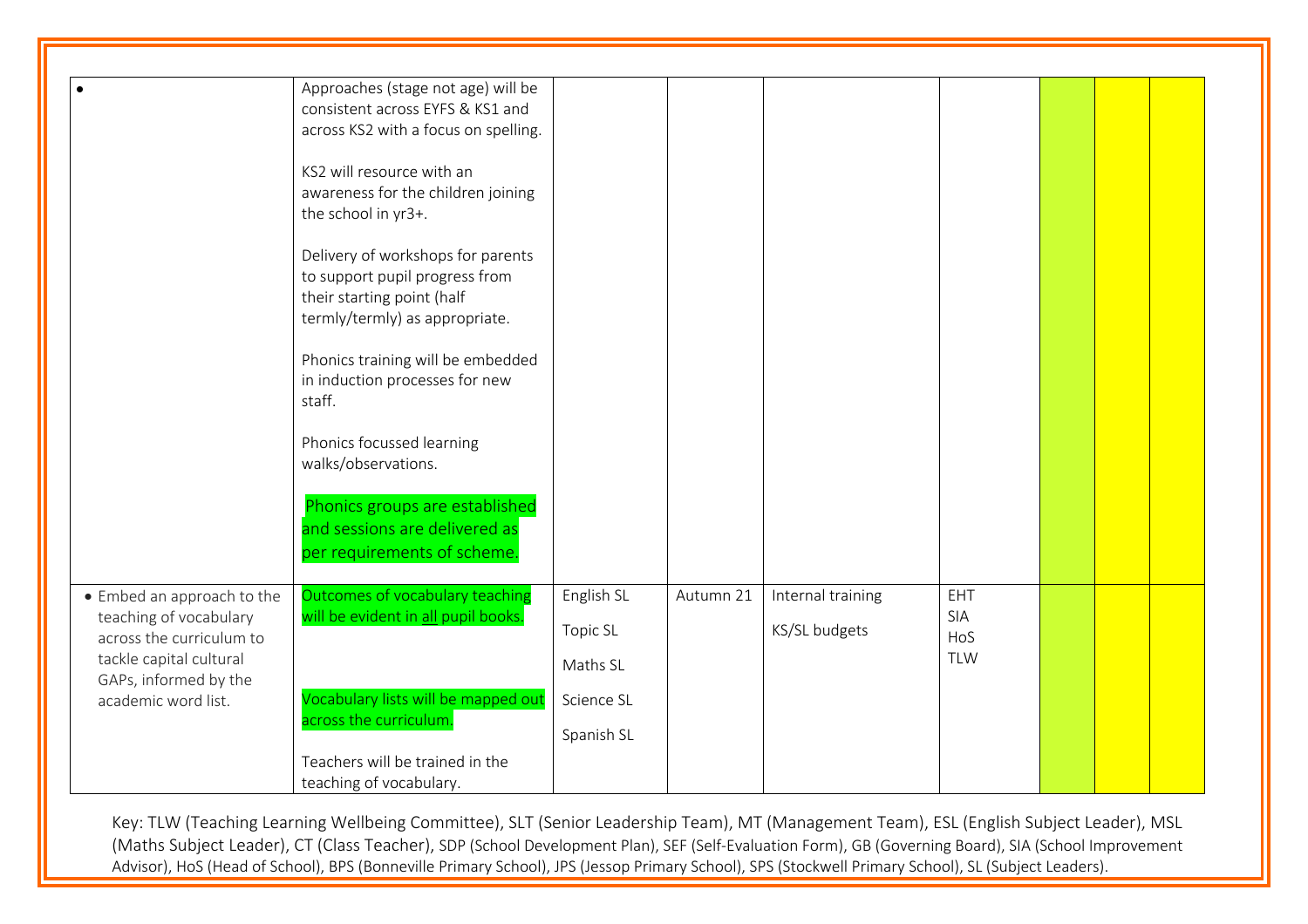| | | | | | | | | |
|---|---|---|---|---|---|---|---|---|
| • | Approaches (stage not age) will be consistent across EYFS & KS1 and across KS2 with a focus on spelling.<br><br>KS2 will resource with an awareness for the children joining the school in yr3+.<br><br>Delivery of workshops for parents to support pupil progress from their starting point (half termly/termly) as appropriate.<br><br>Phonics training will be embedded in induction processes for new staff.<br><br>Phonics focussed learning walks/observations.<br><br>Phonics groups are established and sessions are delivered as per requirements of scheme. | | | | | | | |
| • Embed an approach to the teaching of vocabulary across the curriculum to tackle capital cultural GAPs, informed by the academic word list. | Outcomes of vocabulary teaching will be evident in all pupil books.<br><br>Vocabulary lists will be mapped out across the curriculum.<br><br>Teachers will be trained in the teaching of vocabulary. | English SL<br>Topic SL<br>Maths SL<br>Science SL<br>Spanish SL | Autumn 21 | Internal training<br>KS/SL budgets | EHT<br>SIA<br>HoS<br>TLW | | | |

Key: TLW (Teaching Learning Wellbeing Committee), SLT (Senior Leadership Team), MT (Management Team), ESL (English Subject Leader), MSL (Maths Subject Leader), CT (Class Teacher), SDP (School Development Plan), SEF (Self-Evaluation Form), GB (Governing Board), SIA (School Improvement Advisor), HoS (Head of School), BPS (Bonneville Primary School), JPS (Jessop Primary School), SPS (Stockwell Primary School), SL (Subject Leaders).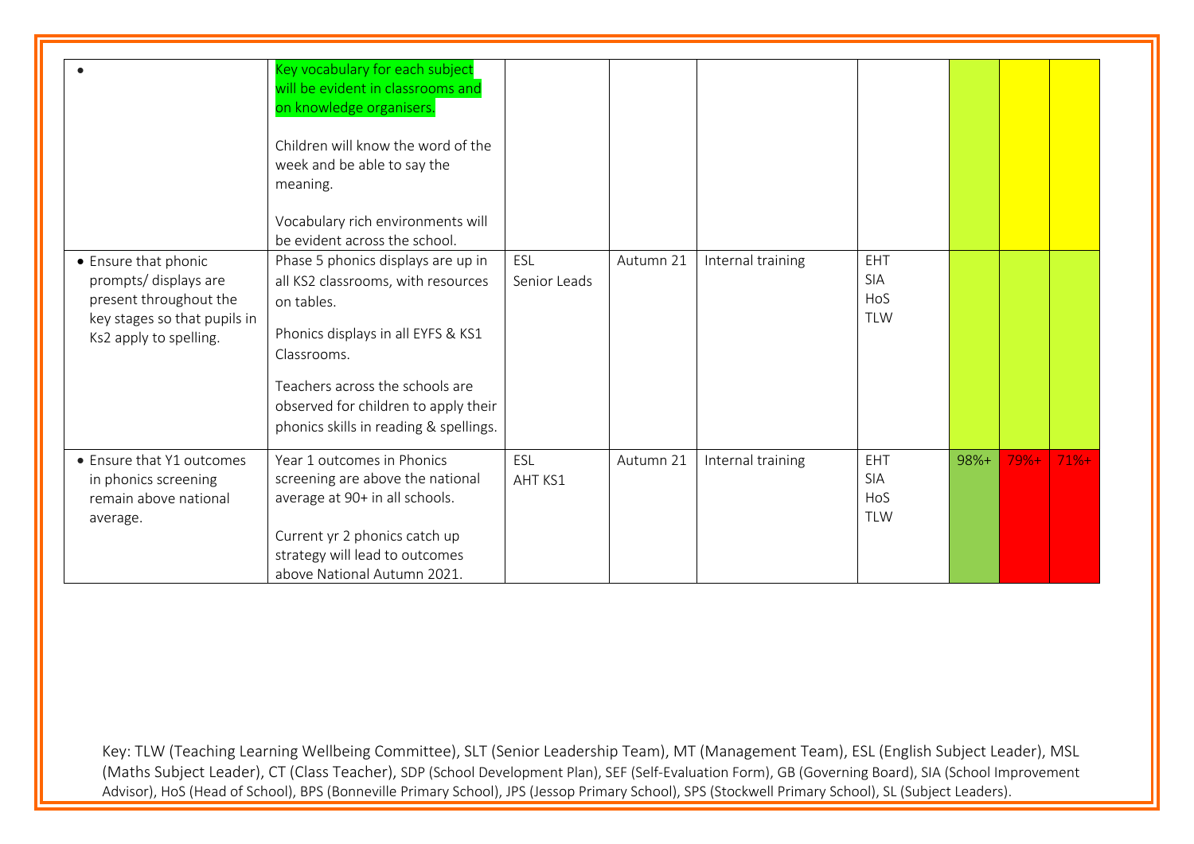| | | | | | | | | |
|---|---|---|---|---|---|---|---|---|
| • | Key vocabulary for each subject will be evident in classrooms and on knowledge organisers.<br><br>Children will know the word of the week and be able to say the meaning.<br><br>Vocabulary rich environments will be evident across the school. | | | | | | | |
| • Ensure that phonic prompts/ displays are present throughout the key stages so that pupils in Ks2 apply to spelling. | Phase 5 phonics displays are up in all KS2 classrooms, with resources on tables.<br><br>Phonics displays in all EYFS & KS1 Classrooms.<br><br>Teachers across the schools are observed for children to apply their phonics skills in reading & spellings. | ESL<br>Senior Leads | Autumn 21 | Internal training | EHT<br>SIA<br>HoS<br>TLW | | | |
| • Ensure that Y1 outcomes in phonics screening remain above national average. | Year 1 outcomes in Phonics screening are above the national average at 90+ in all schools.<br><br>Current yr 2 phonics catch up strategy will lead to outcomes above National Autumn 2021. | ESL<br>AHT KS1 | Autumn 21 | Internal training | EHT<br>SIA<br>HoS<br>TLW | 98%+ | 79%+ | 71%+ |

Key: TLW (Teaching Learning Wellbeing Committee), SLT (Senior Leadership Team), MT (Management Team), ESL (English Subject Leader), MSL (Maths Subject Leader), CT (Class Teacher), SDP (School Development Plan), SEF (Self-Evaluation Form), GB (Governing Board), SIA (School Improvement Advisor), HoS (Head of School), BPS (Bonneville Primary School), JPS (Jessop Primary School), SPS (Stockwell Primary School), SL (Subject Leaders).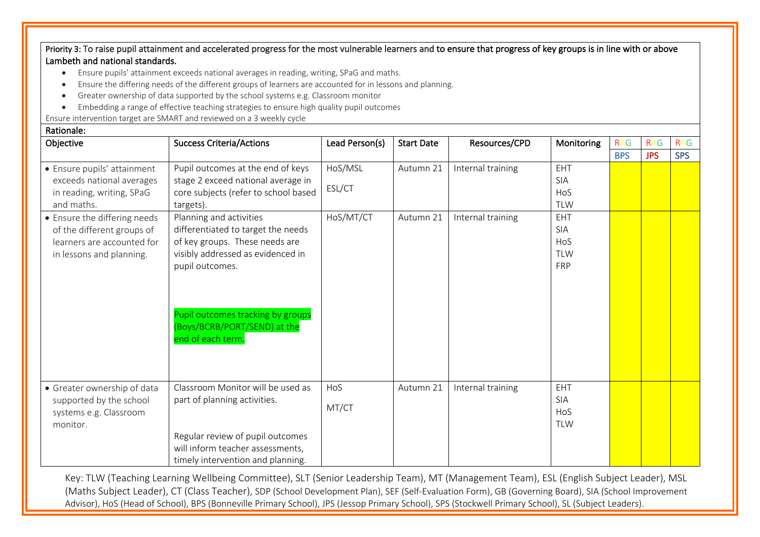**Priority 3:** To raise pupil attainment and accelerated progress for the most vulnerable learners and to ensure that progress of key groups is in line with or above Lambeth and national standards.

- Ensure pupils' attainment exceeds national averages in reading, writing, SPaG and maths.
- Ensure the differing needs of the different groups of learners are accounted for in lessons and planning.
- Greater ownership of data supported by the school systems e.g. Classroom monitor
- Embedding a range of effective teaching strategies to ensure high quality pupil outcomes

Ensure intervention target are SMART and reviewed on a 3 weekly cycle

**Rationale:**

| Objective | Success Criteria/Actions | Lead Person(s) | Start Date | Resources/CPD | Monitoring | RAG BPS | RAG JPS | RAG SPS |
|---|---|---|---|---|---|---|---|---|
| • Ensure pupils' attainment exceeds national averages in reading, writing, SPaG and maths. | Pupil outcomes at the end of keys stage 2 exceed national average in core subjects (refer to school based targets). | HoS/MSL<br>ESL/CT | Autumn 21 | Internal training | EHT<br>SIA<br>HoS<br>TLW | | | |
| • Ensure the differing needs of the different groups of learners are accounted for in lessons and planning. | Planning and activities differentiated to target the needs of key groups. These needs are visibly addressed as evidenced in pupil outcomes.<br><br>Pupil outcomes tracking by groups (Boys/BCRB/PORT/SEND) at the end of each term. | HoS/MT/CT | Autumn 21 | Internal training | EHT<br>SIA<br>HoS<br>TLW<br>FRP | | | |
| • Greater ownership of data supported by the school systems e.g. Classroom monitor. | Classroom Monitor will be used as part of planning activities.<br><br>Regular review of pupil outcomes will inform teacher assessments, timely intervention and planning. | HoS<br>MT/CT | Autumn 21 | Internal training | EHT<br>SIA<br>HoS<br>TLW | | | |

Key: TLW (Teaching Learning Wellbeing Committee), SLT (Senior Leadership Team), MT (Management Team), ESL (English Subject Leader), MSL (Maths Subject Leader), CT (Class Teacher), SDP (School Development Plan), SEF (Self-Evaluation Form), GB (Governing Board), SIA (School Improvement Advisor), HoS (Head of School), BPS (Bonneville Primary School), JPS (Jessop Primary School), SPS (Stockwell Primary School), SL (Subject Leaders).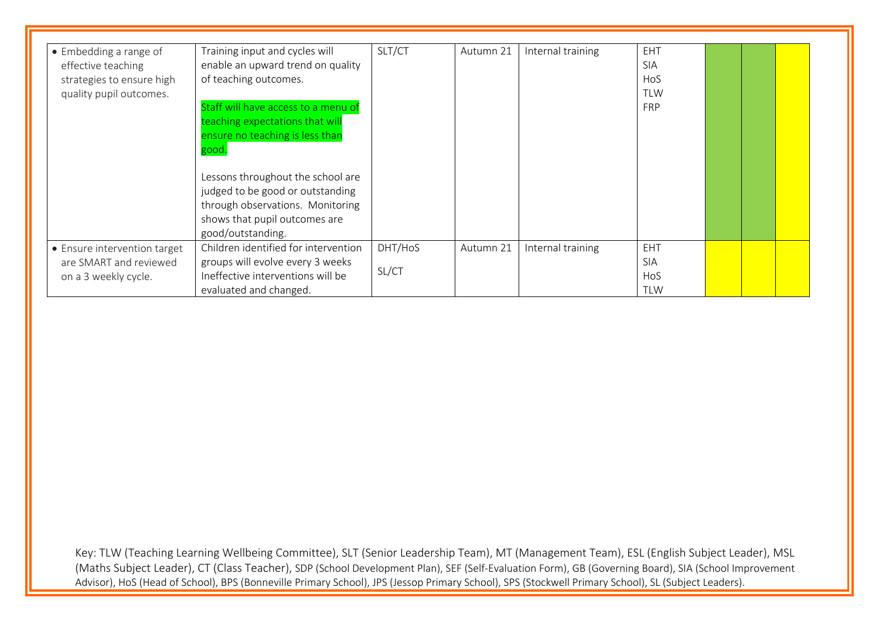| | | | | | | | | |
|---|---|---|---|---|---|---|---|---|
| • Embedding a range of effective teaching strategies to ensure high quality pupil outcomes. | Training input and cycles will enable an upward trend on quality of teaching outcomes.<br><br>Staff will have access to a menu of teaching expectations that will ensure no teaching is less than good.<br><br>Lessons throughout the school are judged to be good or outstanding through observations. Monitoring shows that pupil outcomes are good/outstanding. | SLT/CT | Autumn 21 | Internal training | EHT<br>SIA<br>HoS<br>TLW<br>FRP | | | |
| • Ensure intervention target are SMART and reviewed on a 3 weekly cycle. | Children identified for intervention groups will evolve every 3 weeks Ineffective interventions will be evaluated and changed. | DHT/HoS<br><br>SL/CT | Autumn 21 | Internal training | EHT<br>SIA<br>HoS<br>TLW | | | |

Key: TLW (Teaching Learning Wellbeing Committee), SLT (Senior Leadership Team), MT (Management Team), ESL (English Subject Leader), MSL (Maths Subject Leader), CT (Class Teacher), SDP (School Development Plan), SEF (Self-Evaluation Form), GB (Governing Board), SIA (School Improvement Advisor), HoS (Head of School), BPS (Bonneville Primary School), JPS (Jessop Primary School), SPS (Stockwell Primary School), SL (Subject Leaders).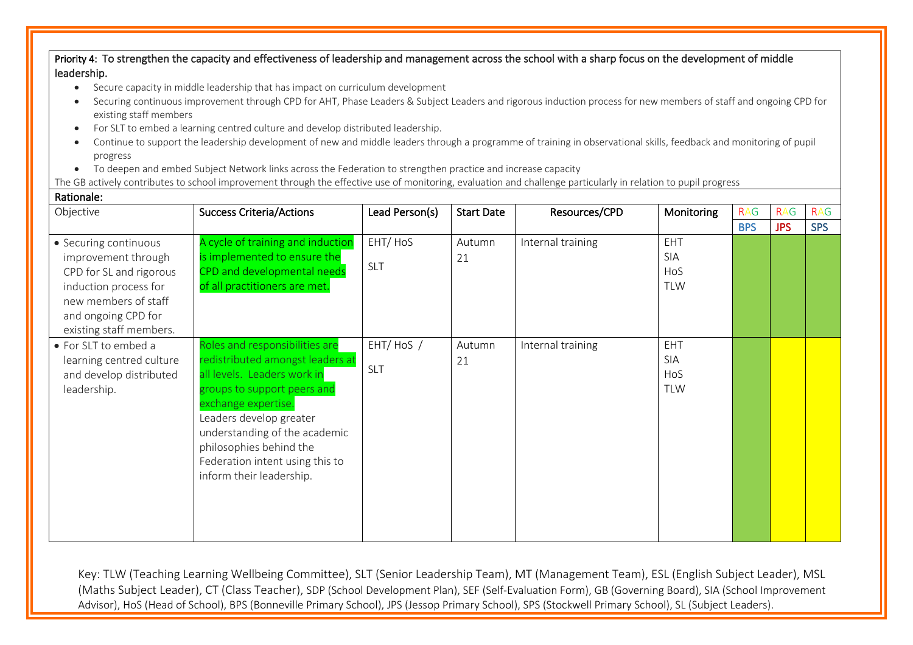**Priority 4:** To strengthen the capacity and effectiveness of leadership and management across the school with a sharp focus on the development of middle leadership.

- Secure capacity in middle leadership that has impact on curriculum development
- Securing continuous improvement through CPD for AHT, Phase Leaders & Subject Leaders and rigorous induction process for new members of staff and ongoing CPD for existing staff members
- For SLT to embed a learning centred culture and develop distributed leadership.
- Continue to support the leadership development of new and middle leaders through a programme of training in observational skills, feedback and monitoring of pupil progress
- To deepen and embed Subject Network links across the Federation to strengthen practice and increase capacity

The GB actively contributes to school improvement through the effective use of monitoring, evaluation and challenge particularly in relation to pupil progress

**Rationale:**

| Objective | Success Criteria/Actions | Lead Person(s) | Start Date | Resources/CPD | Monitoring | RAG BPS | RAG JPS | RAG SPS |
|---|---|---|---|---|---|---|---|---|
| • Securing continuous improvement through CPD for SL and rigorous induction process for new members of staff and ongoing CPD for existing staff members. | A cycle of training and induction is implemented to ensure the CPD and developmental needs of all practitioners are met. | EHT/ HoS<br>SLT | Autumn 21 | Internal training | EHT<br>SIA<br>HoS<br>TLW | | | |
| • For SLT to embed a learning centred culture and develop distributed leadership. | Roles and responsibilities are redistributed amongst leaders at all levels. Leaders work in groups to support peers and exchange expertise.<br>Leaders develop greater understanding of the academic philosophies behind the Federation intent using this to inform their leadership. | EHT/ HoS /<br>SLT | Autumn 21 | Internal training | EHT<br>SIA<br>HoS<br>TLW | | | |

Key: TLW (Teaching Learning Wellbeing Committee), SLT (Senior Leadership Team), MT (Management Team), ESL (English Subject Leader), MSL (Maths Subject Leader), CT (Class Teacher), SDP (School Development Plan), SEF (Self-Evaluation Form), GB (Governing Board), SIA (School Improvement Advisor), HoS (Head of School), BPS (Bonneville Primary School), JPS (Jessop Primary School), SPS (Stockwell Primary School), SL (Subject Leaders).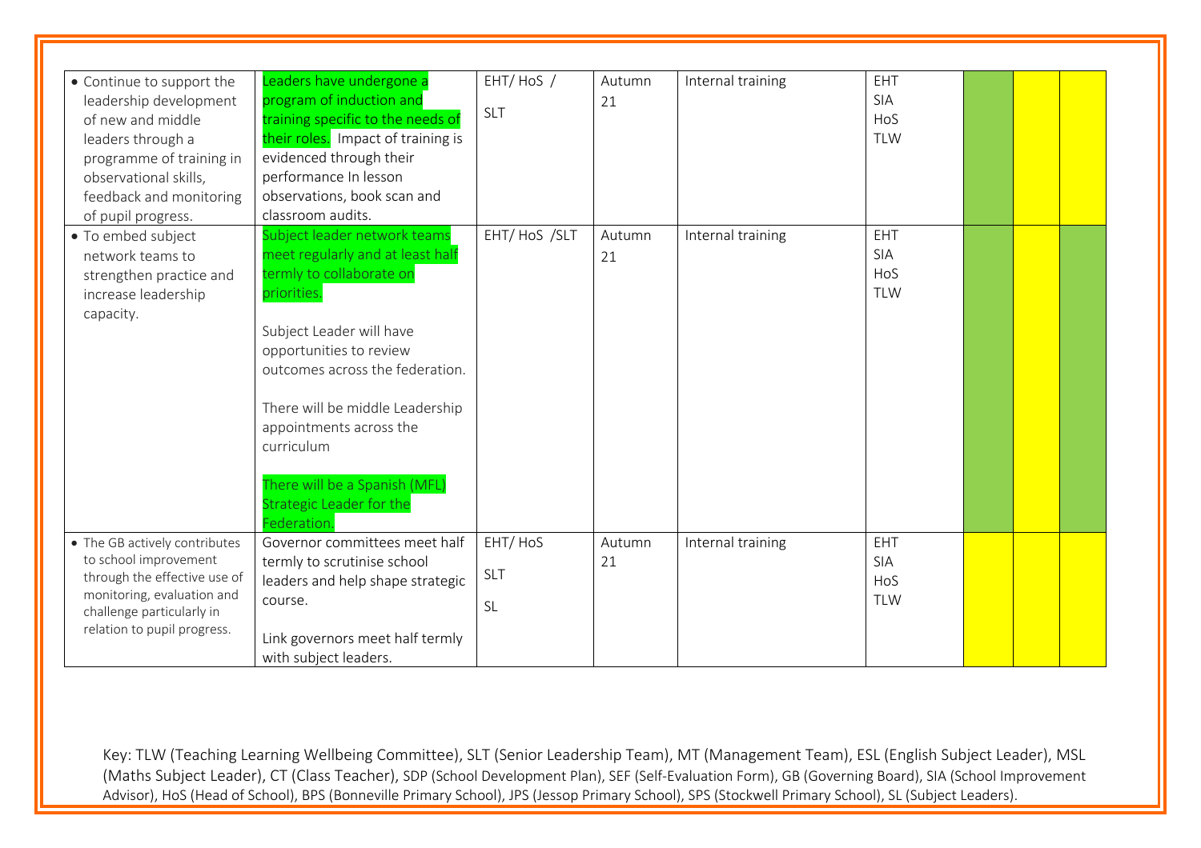| | | | | | | | | |
|---|---|---|---|---|---|---|---|---|
| • Continue to support the leadership development of new and middle leaders through a programme of training in observational skills, feedback and monitoring of pupil progress. | Leaders have undergone a program of induction and training specific to the needs of their roles. Impact of training is evidenced through their performance In lesson observations, book scan and classroom audits. | EHT/ HoS / SLT | Autumn 21 | Internal training | EHT SIA HoS TLW | | | |
| • To embed subject network teams to strengthen practice and increase leadership capacity. | Subject leader network teams meet regularly and at least half termly to collaborate on priorities.<br><br>Subject Leader will have opportunities to review outcomes across the federation.<br><br>There will be middle Leadership appointments across the curriculum<br><br>There will be a Spanish (MFL) Strategic Leader for the Federation. | EHT/ HoS /SLT | Autumn 21 | Internal training | EHT SIA HoS TLW | | | |
| • The GB actively contributes to school improvement through the effective use of monitoring, evaluation and challenge particularly in relation to pupil progress. | Governor committees meet half termly to scrutinise school leaders and help shape strategic course.<br><br>Link governors meet half termly with subject leaders. | EHT/ HoS SLT SL | Autumn 21 | Internal training | EHT SIA HoS TLW | | | |

Key: TLW (Teaching Learning Wellbeing Committee), SLT (Senior Leadership Team), MT (Management Team), ESL (English Subject Leader), MSL (Maths Subject Leader), CT (Class Teacher), SDP (School Development Plan), SEF (Self-Evaluation Form), GB (Governing Board), SIA (School Improvement Advisor), HoS (Head of School), BPS (Bonneville Primary School), JPS (Jessop Primary School), SPS (Stockwell Primary School), SL (Subject Leaders).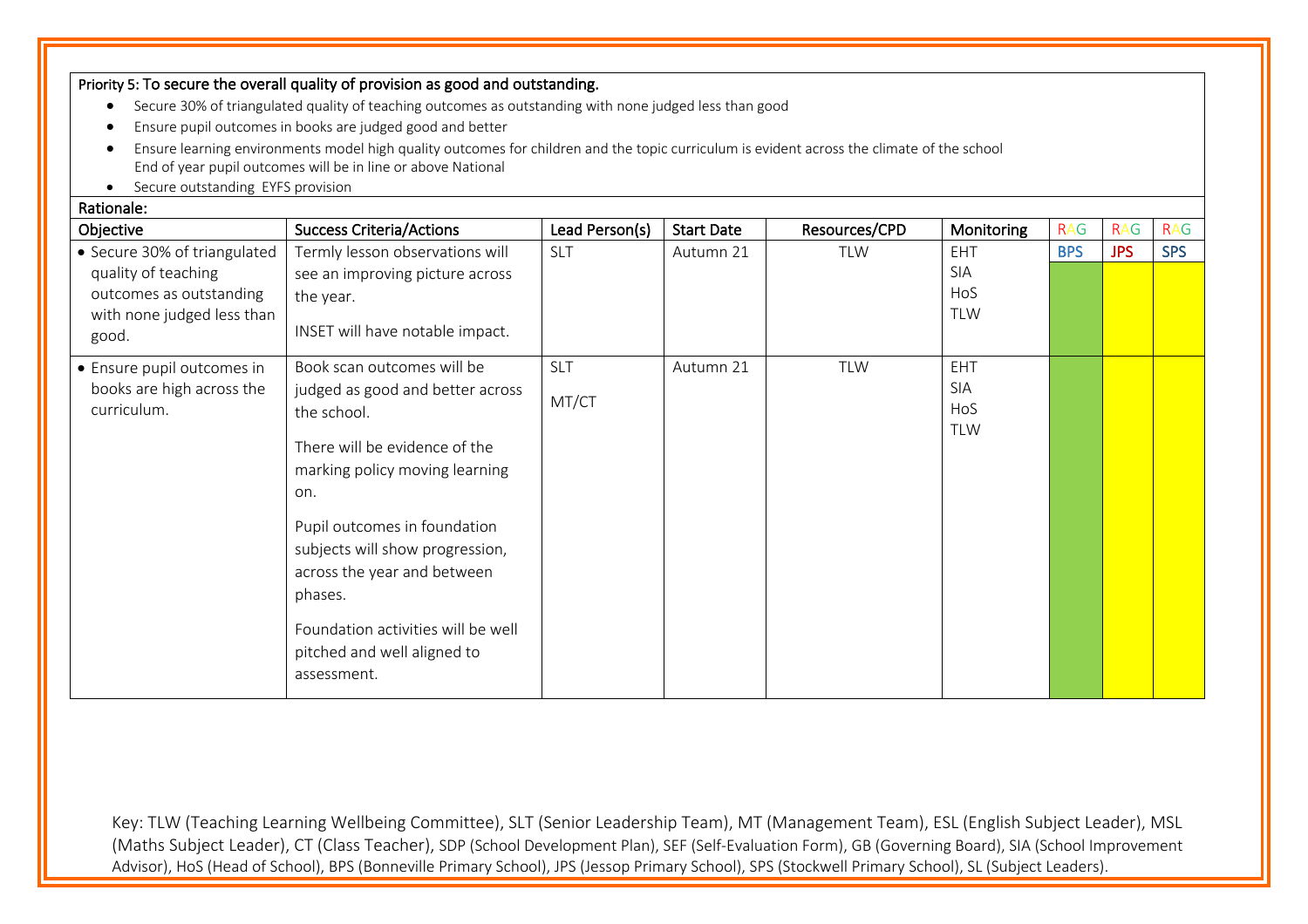Priority 5: To secure the overall quality of provision as good and outstanding.

- Secure 30% of triangulated quality of teaching outcomes as outstanding with none judged less than good
- Ensure pupil outcomes in books are judged good and better
- Ensure learning environments model high quality outcomes for children and the topic curriculum is evident across the climate of the school
  End of year pupil outcomes will be in line or above National
- Secure outstanding EYFS provision

Rationale:

| Objective | Success Criteria/Actions | Lead Person(s) | Start Date | Resources/CPD | Monitoring | RAG | RAG | RAG |
|---|---|---|---|---|---|---|---|---|
| | | | | | | BPS | JPS | SPS |
| • Secure 30% of triangulated quality of teaching outcomes as outstanding with none judged less than good. | Termly lesson observations will see an improving picture across the year.<br><br>INSET will have notable impact. | SLT | Autumn 21 | TLW | EHT<br>SIA<br>HoS<br>TLW | | | |
| • Ensure pupil outcomes in books are high across the curriculum. | Book scan outcomes will be judged as good and better across the school.<br><br>There will be evidence of the marking policy moving learning on.<br><br>Pupil outcomes in foundation subjects will show progression, across the year and between phases.<br><br>Foundation activities will be well pitched and well aligned to assessment. | SLT<br><br>MT/CT | Autumn 21 | TLW | EHT<br>SIA<br>HoS<br>TLW | | | |

Key: TLW (Teaching Learning Wellbeing Committee), SLT (Senior Leadership Team), MT (Management Team), ESL (English Subject Leader), MSL (Maths Subject Leader), CT (Class Teacher), SDP (School Development Plan), SEF (Self-Evaluation Form), GB (Governing Board), SIA (School Improvement Advisor), HoS (Head of School), BPS (Bonneville Primary School), JPS (Jessop Primary School), SPS (Stockwell Primary School), SL (Subject Leaders).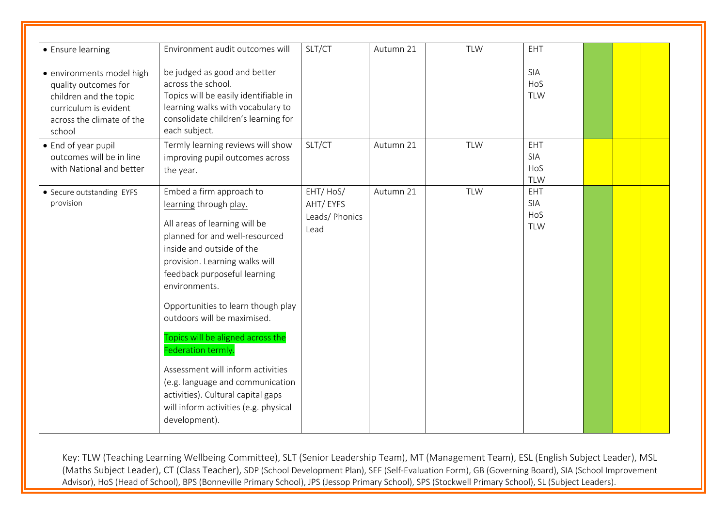| | | | | | | | | |
|---|---|---|---|---|---|---|---|---|
| • Ensure learning<br><br>• environments model high quality outcomes for children and the topic curriculum is evident across the climate of the school | Environment audit outcomes will<br><br>be judged as good and better across the school.<br>Topics will be easily identifiable in learning walks with vocabulary to consolidate children's learning for each subject. | SLT/CT | Autumn 21 | TLW | EHT<br><br>SIA<br>HoS<br>TLW | | | |
| • End of year pupil outcomes will be in line with National and better | Termly learning reviews will show improving pupil outcomes across the year. | SLT/CT | Autumn 21 | TLW | EHT<br>SIA<br>HoS<br>TLW | | | |
| • Secure outstanding EYFS provision | Embed a firm approach to learning through play.<br><br>All areas of learning will be planned for and well-resourced inside and outside of the provision. Learning walks will feedback purposeful learning environments.<br><br>Opportunities to learn though play outdoors will be maximised.<br><br>Topics will be aligned across the Federation termly.<br><br>Assessment will inform activities (e.g. language and communication activities). Cultural capital gaps will inform activities (e.g. physical development). | EHT/ HoS/ AHT/ EYFS Leads/ Phonics Lead | Autumn 21 | TLW | EHT<br>SIA<br>HoS<br>TLW | | | |

Key: TLW (Teaching Learning Wellbeing Committee), SLT (Senior Leadership Team), MT (Management Team), ESL (English Subject Leader), MSL (Maths Subject Leader), CT (Class Teacher), SDP (School Development Plan), SEF (Self-Evaluation Form), GB (Governing Board), SIA (School Improvement Advisor), HoS (Head of School), BPS (Bonneville Primary School), JPS (Jessop Primary School), SPS (Stockwell Primary School), SL (Subject Leaders).